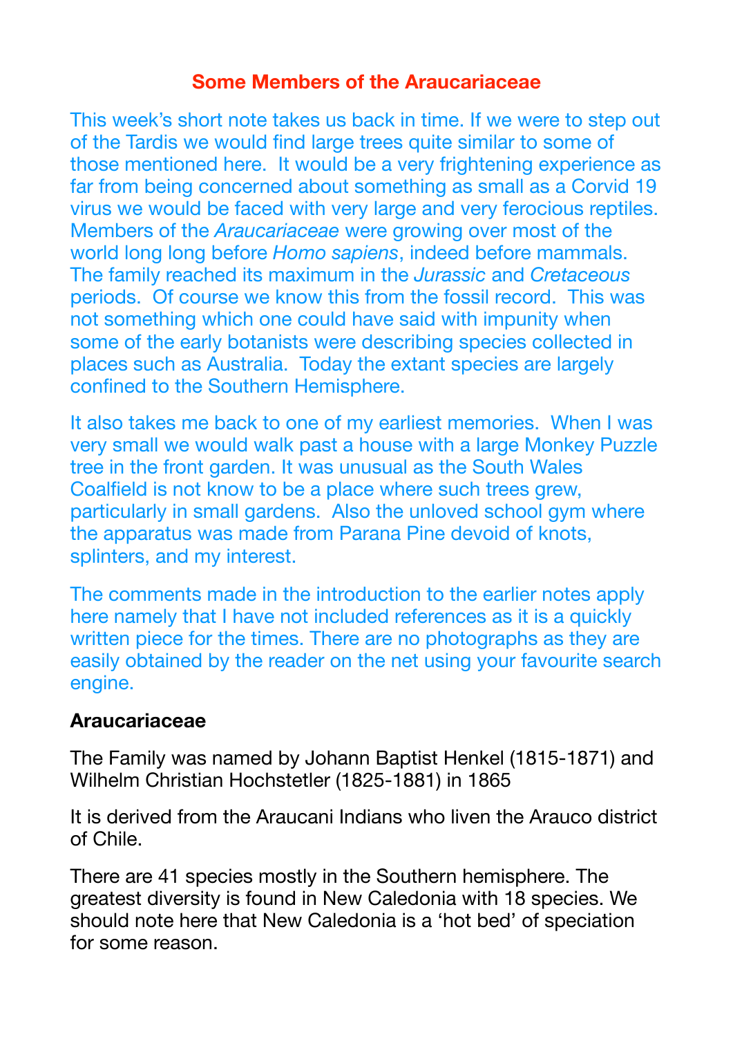# Some Members of the Araucariaceae

This week's short note takes us back in time. If we were to step out of the Tardis we would find large trees quite similar to some of those mentioned here. It would be a very frightening experience as far from being concerned about something as small as a Corvid 19 virus we would be faced with very large and very ferocious reptiles. Members of the *Araucariaceae* were growing over most of the world long long before *Homo sapiens*, indeed before mammals. The family reached its maximum in the *Jurassic* and *Cretaceous* periods. Of course we know this from the fossil record. This was not something which one could have said with impunity when some of the early botanists were describing species collected in places such as Australia. Today the extant species are largely confined to the Southern Hemisphere.

It also takes me back to one of my earliest memories. When I was very small we would walk past a house with a large Monkey Puzzle tree in the front garden. It was unusual as the South Wales Coalfield is not know to be a place where such trees grew, particularly in small gardens. Also the unloved school gym where the apparatus was made from Parana Pine devoid of knots, splinters, and my interest.

The comments made in the introduction to the earlier notes apply here namely that I have not included references as it is a quickly written piece for the times. There are no photographs as they are easily obtained by the reader on the net using your favourite search engine.

**Araucariaceae**

The Family was named by Johann Baptist Henkel (1815-1871) and Wilhelm Christian Hochstetler (1825-1881) in 1865

It is derived from the Araucani Indians who liven the Arauco district of Chile.

There are 41 species mostly in the Southern hemisphere. The greatest diversity is found in New Caledonia with 18 species. We should note here that New Caledonia is a 'hot bed' of speciation for some reason.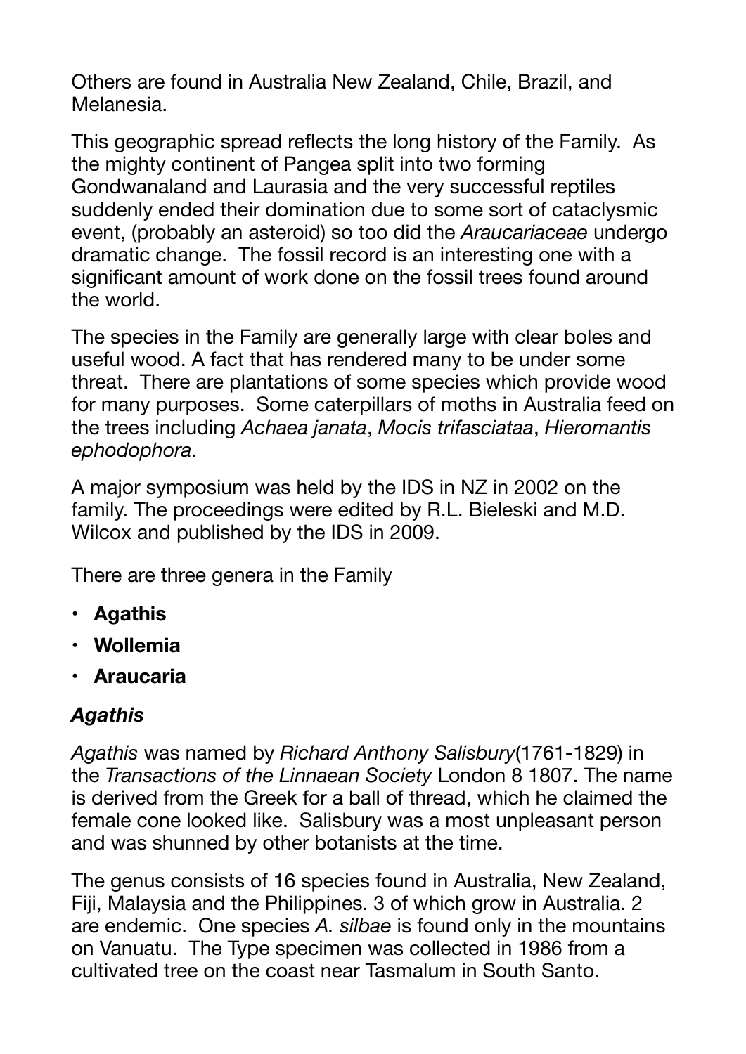Others are found in Australia New Zealand, Chile, Brazil, and Melanesia.

This geographic spread reflects the long history of the Family. As the mighty continent of Pangea split into two forming Gondwanaland and Laurasia and the very successful reptiles suddenly ended their domination due to some sort of cataclysmic event, (probably an asteroid) so too did the *Araucariaceae* undergo dramatic change. The fossil record is an interesting one with a significant amount of work done on the fossil trees found around the world.

The species in the Family are generally large with clear boles and useful wood. A fact that has rendered many to be under some threat. There are plantations of some species which provide wood for many purposes. Some caterpillars of moths in Australia feed on the trees including *Achaea janata*, *Mocis trifasciataa*, *Hieromantis ephodophora*.

A major symposium was held by the IDS in NZ in 2002 on the family. The proceedings were edited by R.L. Bieleski and M.D. Wilcox and published by the IDS in 2009.

There are three genera in the Family

- **Agathis**
- **Wollemia**
- **Araucaria**

### *Agathis*

*Agathis* was named by *Richard Anthony Salisbury*(1761-1829) in the *Transactions of the Linnaean Society* London 8 1807. The name is derived from the Greek for a ball of thread, which he claimed the female cone looked like. Salisbury was a most unpleasant person and was shunned by other botanists at the time.

The genus consists of 16 species found in Australia, New Zealand, Fiji, Malaysia and the Philippines. 3 of which grow in Australia. 2 are endemic. One species *A. silbae* is found only in the mountains on Vanuatu. The Type specimen was collected in 1986 from a cultivated tree on the coast near Tasmalum in South Santo.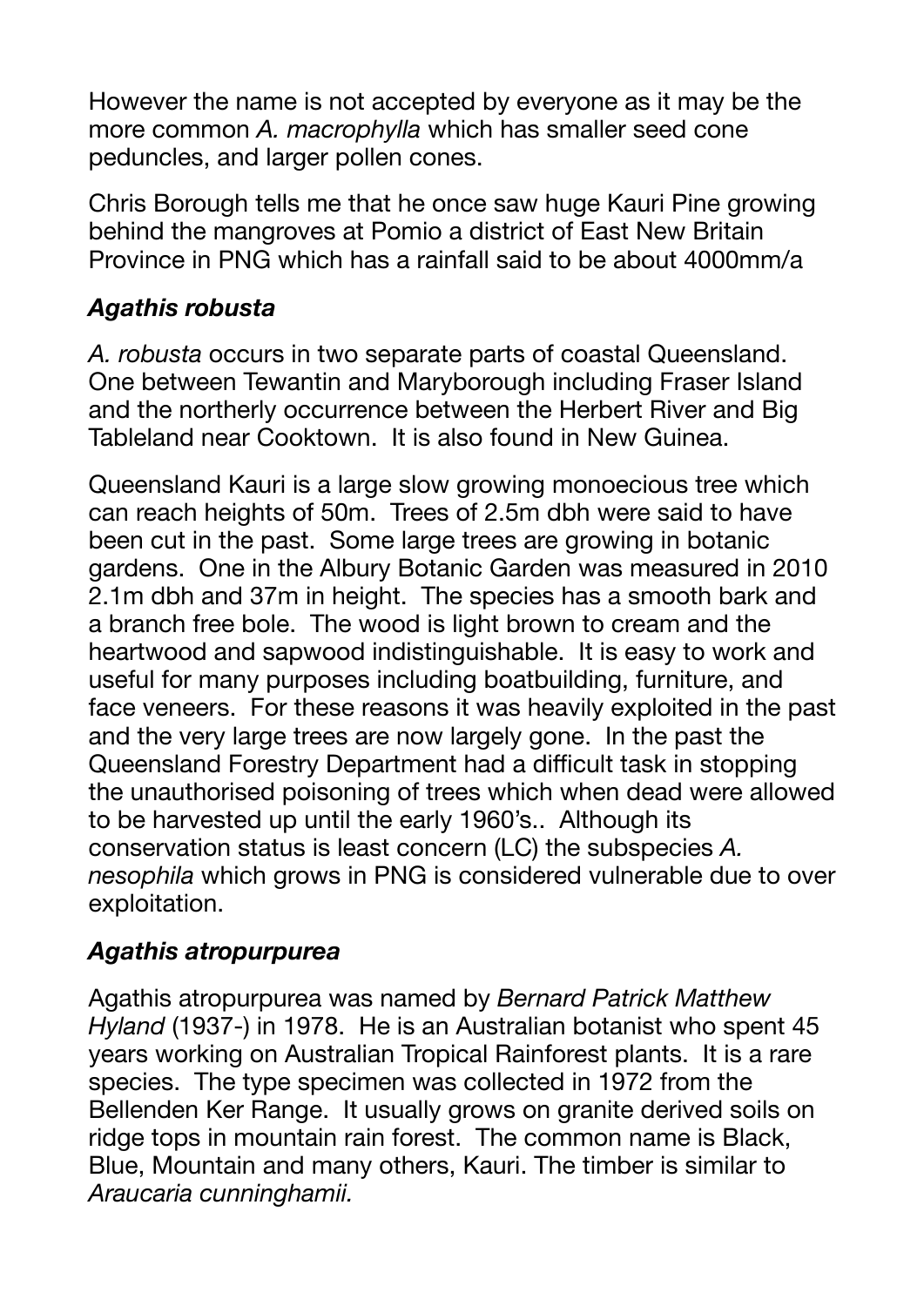However the name is not accepted by everyone as it may be the more common *A. macrophylla* which has smaller seed cone peduncles, and larger pollen cones.

Chris Borough tells me that he once saw huge Kauri Pine growing behind the mangroves at Pomio a district of East New Britain Province in PNG which has a rainfall said to be about 4000mm/a

### *Agathis robusta*

*A. robusta* occurs in two separate parts of coastal Queensland. One between Tewantin and Maryborough including Fraser Island and the northerly occurrence between the Herbert River and Big Tableland near Cooktown. It is also found in New Guinea.

Queensland Kauri is a large slow growing monoecious tree which can reach heights of 50m. Trees of 2.5m dbh were said to have been cut in the past. Some large trees are growing in botanic gardens. One in the Albury Botanic Garden was measured in 2010 2.1m dbh and 37m in height. The species has a smooth bark and a branch free bole. The wood is light brown to cream and the heartwood and sapwood indistinguishable. It is easy to work and useful for many purposes including boatbuilding, furniture, and face veneers. For these reasons it was heavily exploited in the past and the very large trees are now largely gone. In the past the Queensland Forestry Department had a difficult task in stopping the unauthorised poisoning of trees which when dead were allowed to be harvested up until the early 1960's.. Although its conservation status is least concern (LC) the subspecies *A. nesophila* which grows in PNG is considered vulnerable due to over exploitation.

### *Agathis atropurpurea*

Agathis atropurpurea was named by *Bernard Patrick Matthew Hyland* (1937-) in 1978. He is an Australian botanist who spent 45 years working on Australian Tropical Rainforest plants. It is a rare species. The type specimen was collected in 1972 from the Bellenden Ker Range. It usually grows on granite derived soils on ridge tops in mountain rain forest. The common name is Black, Blue, Mountain and many others, Kauri. The timber is similar to *Araucaria cunninghamii.*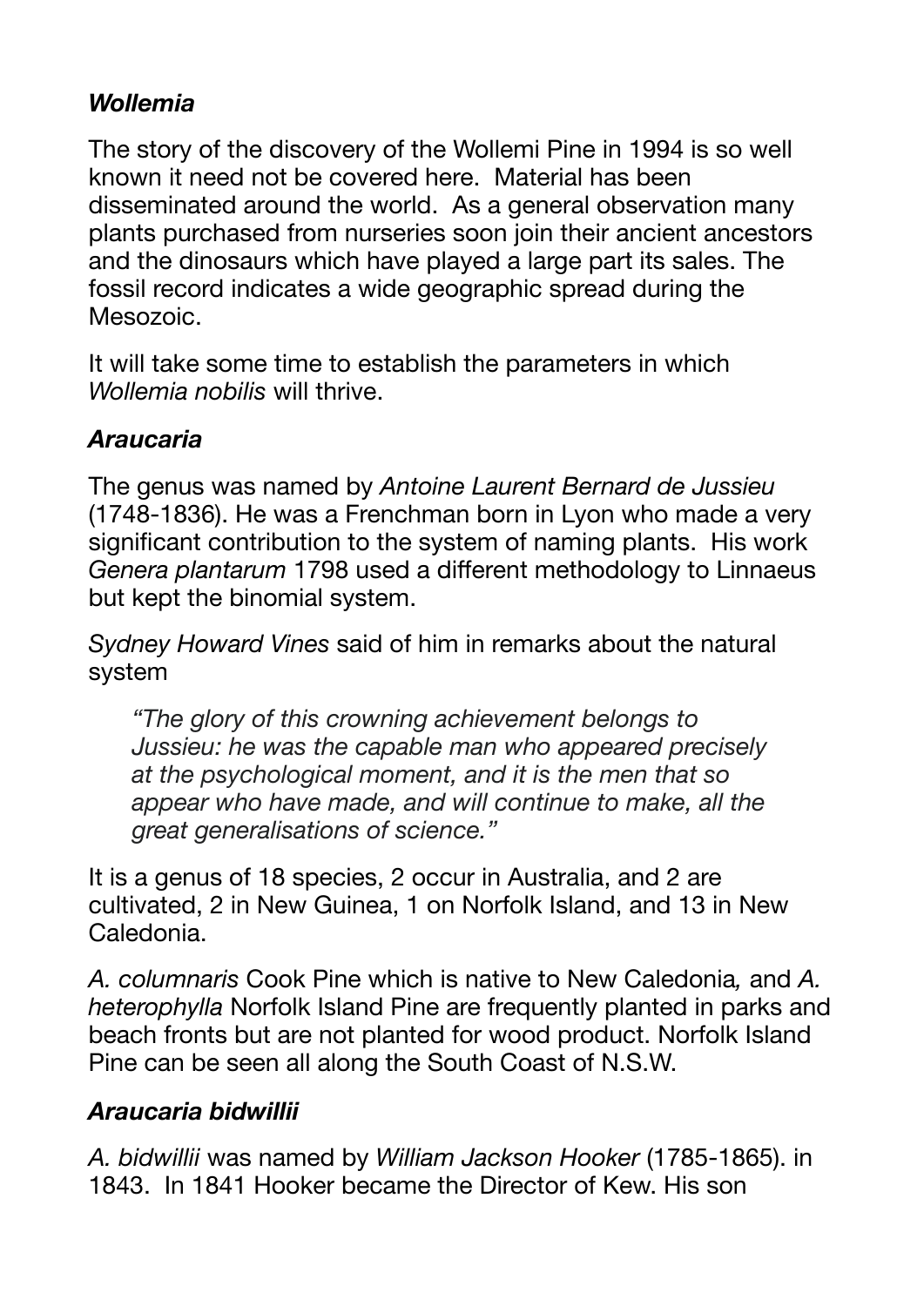### *Wollemia*

The story of the discovery of the Wollemi Pine in 1994 is so well known it need not be covered here. Material has been disseminated around the world. As a general observation many plants purchased from nurseries soon join their ancient ancestors and the dinosaurs which have played a large part its sales. The fossil record indicates a wide geographic spread during the Mesozoic.

It will take some time to establish the parameters in which *Wollemia nobilis* will thrive.

### *Araucaria*

The genus was named by *Antoine Laurent Bernard de Jussieu* (1748-1836). He was a Frenchman born in Lyon who made a very significant contribution to the system of naming plants. His work *Genera plantarum* 1798 used a different methodology to Linnaeus but kept the binomial system.

*Sydney Howard Vines* said of him in remarks about the natural system

> *"The glory of this crowning achievement belongs to Jussieu: he was the capable man who appeared precisely at the psychological moment, and it is the men that so appear who have made, and will continue to make, all the great generalisations of science."*

It is a genus of 18 species, 2 occur in Australia, and 2 are cultivated, 2 in New Guinea, 1 on Norfolk Island, and 13 in New Caledonia.

*A. columnaris* Cook Pine which is native to New Caledonia*,* and *A. heterophylla* Norfolk Island Pine are frequently planted in parks and beach fronts but are not planted for wood product. Norfolk Island Pine can be seen all along the South Coast of N.S.W.

### *Araucaria bidwillii*

*A. bidwillii* was named by *William Jackson Hooker* (1785-1865). in 1843. In 1841 Hooker became the Director of Kew. His son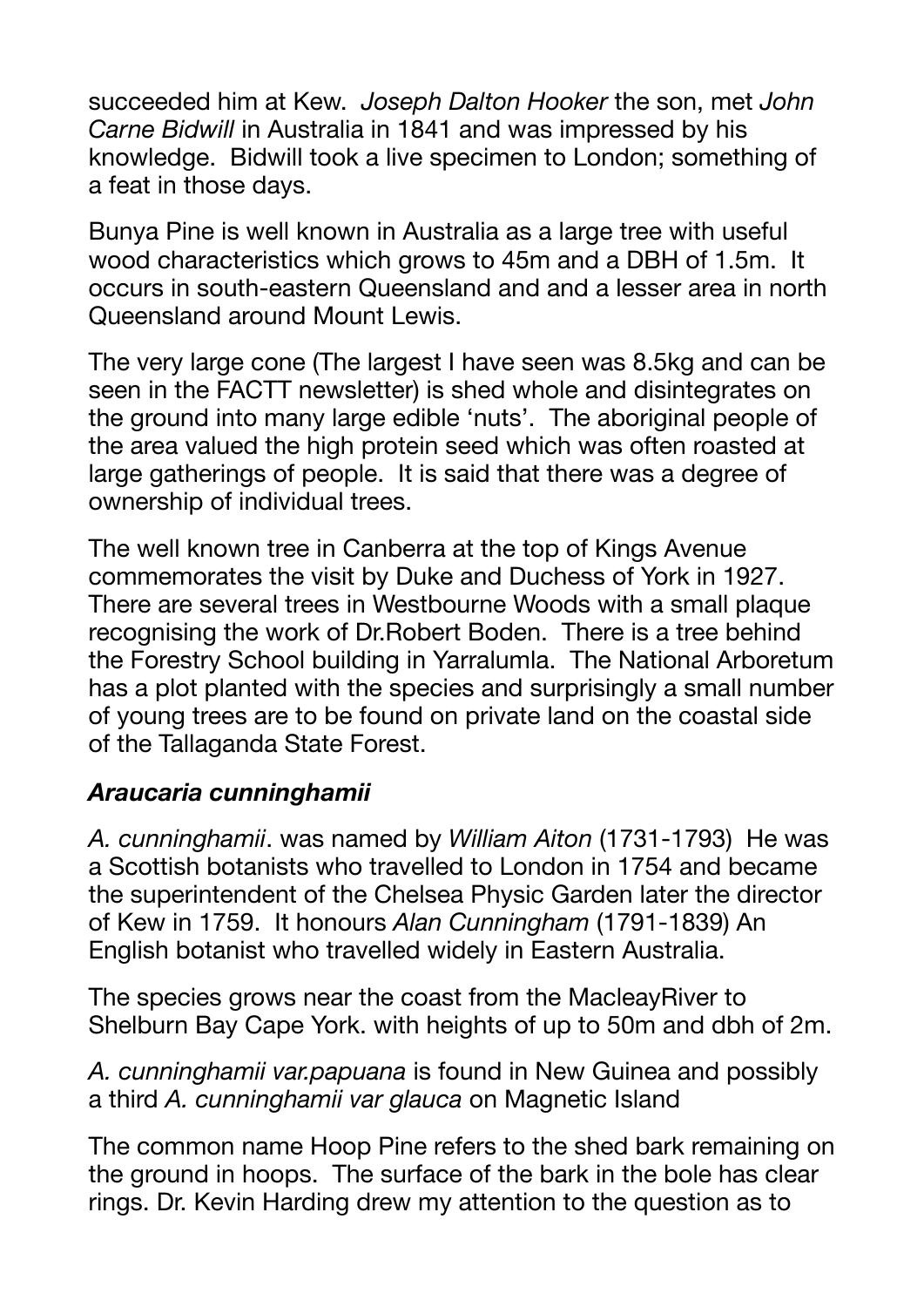succeeded him at Kew. *Joseph Dalton Hooker* the son, met *John Carne Bidwill* in Australia in 1841 and was impressed by his knowledge. Bidwill took a live specimen to London; something of a feat in those days.

Bunya Pine is well known in Australia as a large tree with useful wood characteristics which grows to 45m and a DBH of 1.5m. It occurs in south-eastern Queensland and and a lesser area in north Queensland around Mount Lewis.

The very large cone (The largest I have seen was 8.5kg and can be seen in the FACTT newsletter) is shed whole and disintegrates on the ground into many large edible 'nuts'. The aboriginal people of the area valued the high protein seed which was often roasted at large gatherings of people. It is said that there was a degree of ownership of individual trees.

The well known tree in Canberra at the top of Kings Avenue commemorates the visit by Duke and Duchess of York in 1927. There are several trees in Westbourne Woods with a small plaque recognising the work of Dr.Robert Boden. There is a tree behind the Forestry School building in Yarralumla. The National Arboretum has a plot planted with the species and surprisingly a small number of young trees are to be found on private land on the coastal side of the Tallaganda State Forest.

### ***Araucaria cunninghamii***

*A. cunninghamii*. was named by *William Aiton* (1731-1793) He was a Scottish botanists who travelled to London in 1754 and became the superintendent of the Chelsea Physic Garden later the director of Kew in 1759. It honours *Alan Cunningham* (1791-1839) An English botanist who travelled widely in Eastern Australia.

The species grows near the coast from the MacleayRiver to Shelburn Bay Cape York. with heights of up to 50m and dbh of 2m.

*A. cunninghamii var.papuana* is found in New Guinea and possibly a third *A. cunninghamii var glauca* on Magnetic Island

The common name Hoop Pine refers to the shed bark remaining on the ground in hoops. The surface of the bark in the bole has clear rings. Dr. Kevin Harding drew my attention to the question as to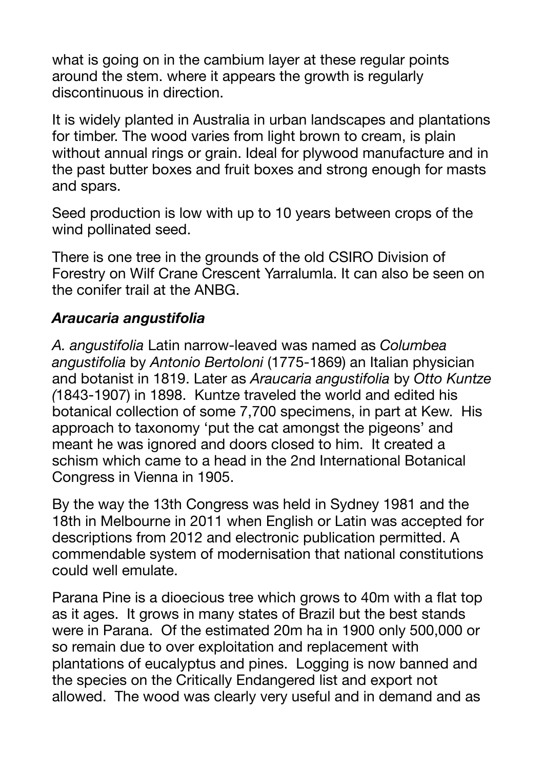what is going on in the cambium layer at these regular points around the stem. where it appears the growth is regularly discontinuous in direction.

It is widely planted in Australia in urban landscapes and plantations for timber. The wood varies from light brown to cream, is plain without annual rings or grain. Ideal for plywood manufacture and in the past butter boxes and fruit boxes and strong enough for masts and spars.

Seed production is low with up to 10 years between crops of the wind pollinated seed.

There is one tree in the grounds of the old CSIRO Division of Forestry on Wilf Crane Crescent Yarralumla. It can also be seen on the conifer trail at the ANBG.

### *Araucaria angustifolia*

*A. angustifolia* Latin narrow-leaved was named as *Columbea angustifolia* by *Antonio Bertoloni* (1775-1869) an Italian physician and botanist in 1819. Later as *Araucaria angustifolia* by *Otto Kuntze (*1843-1907) in 1898. Kuntze traveled the world and edited his botanical collection of some 7,700 specimens, in part at Kew. His approach to taxonomy 'put the cat amongst the pigeons' and meant he was ignored and doors closed to him. It created a schism which came to a head in the 2nd International Botanical Congress in Vienna in 1905.

By the way the 13th Congress was held in Sydney 1981 and the 18th in Melbourne in 2011 when English or Latin was accepted for descriptions from 2012 and electronic publication permitted. A commendable system of modernisation that national constitutions could well emulate.

Parana Pine is a dioecious tree which grows to 40m with a flat top as it ages. It grows in many states of Brazil but the best stands were in Parana. Of the estimated 20m ha in 1900 only 500,000 or so remain due to over exploitation and replacement with plantations of eucalyptus and pines. Logging is now banned and the species on the Critically Endangered list and export not allowed. The wood was clearly very useful and in demand and as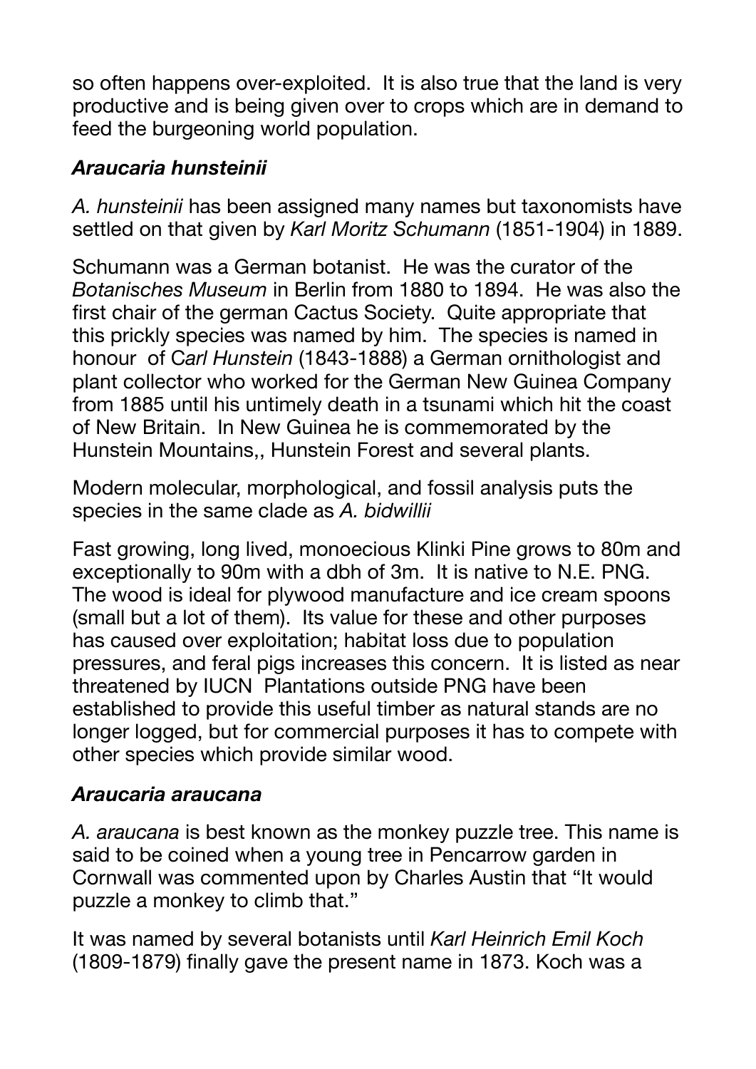so often happens over-exploited. It is also true that the land is very productive and is being given over to crops which are in demand to feed the burgeoning world population.

### *Araucaria hunsteinii*

*A. hunsteinii* has been assigned many names but taxonomists have settled on that given by *Karl Moritz Schumann* (1851-1904) in 1889.

Schumann was a German botanist. He was the curator of the *Botanisches Museum* in Berlin from 1880 to 1894. He was also the first chair of the german Cactus Society. Quite appropriate that this prickly species was named by him. The species is named in honour of C*arl Hunstein* (1843-1888) a German ornithologist and plant collector who worked for the German New Guinea Company from 1885 until his untimely death in a tsunami which hit the coast of New Britain. In New Guinea he is commemorated by the Hunstein Mountains,, Hunstein Forest and several plants.

Modern molecular, morphological, and fossil analysis puts the species in the same clade as *A. bidwillii*

Fast growing, long lived, monoecious Klinki Pine grows to 80m and exceptionally to 90m with a dbh of 3m. It is native to N.E. PNG. The wood is ideal for plywood manufacture and ice cream spoons (small but a lot of them). Its value for these and other purposes has caused over exploitation; habitat loss due to population pressures, and feral pigs increases this concern. It is listed as near threatened by IUCN Plantations outside PNG have been established to provide this useful timber as natural stands are no longer logged, but for commercial purposes it has to compete with other species which provide similar wood.

### *Araucaria araucana*

*A. araucana* is best known as the monkey puzzle tree. This name is said to be coined when a young tree in Pencarrow garden in Cornwall was commented upon by Charles Austin that "It would puzzle a monkey to climb that."

It was named by several botanists until *Karl Heinrich Emil Koch* (1809-1879) finally gave the present name in 1873. Koch was a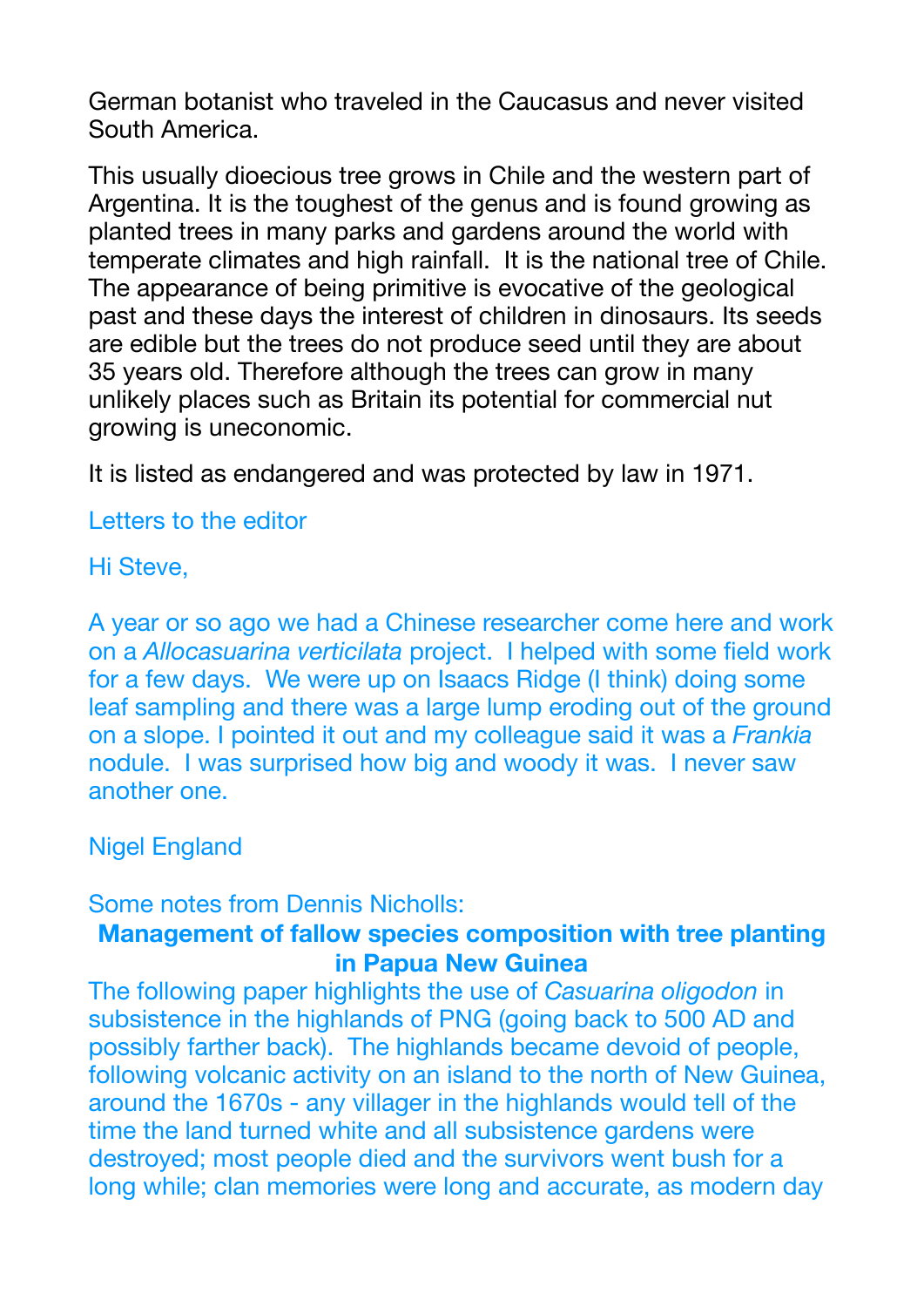German botanist who traveled in the Caucasus and never visited South America.

This usually dioecious tree grows in Chile and the western part of Argentina. It is the toughest of the genus and is found growing as planted trees in many parks and gardens around the world with temperate climates and high rainfall.  It is the national tree of Chile. The appearance of being primitive is evocative of the geological past and these days the interest of children in dinosaurs. Its seeds are edible but the trees do not produce seed until they are about 35 years old. Therefore although the trees can grow in many unlikely places such as Britain its potential for commercial nut growing is uneconomic.

It is listed as endangered and was protected by law in 1971.

Letters to the editor

Hi Steve,

A year or so ago we had a Chinese researcher come here and work on a *Allocasuarina verticilata* project.  I helped with some field work for a few days.  We were up on Isaacs Ridge (I think) doing some leaf sampling and there was a large lump eroding out of the ground on a slope. I pointed it out and my colleague said it was a *Frankia* nodule.  I was surprised how big and woody it was.  I never saw another one.

Nigel England

Some notes from Dennis Nicholls:

**Management of fallow species composition with tree planting in Papua New Guinea**

The following paper highlights the use of *Casuarina oligodon* in subsistence in the highlands of PNG (going back to 500 AD and possibly farther back).  The highlands became devoid of people, following volcanic activity on an island to the north of New Guinea, around the 1670s - any villager in the highlands would tell of the time the land turned white and all subsistence gardens were destroyed; most people died and the survivors went bush for a long while; clan memories were long and accurate, as modern day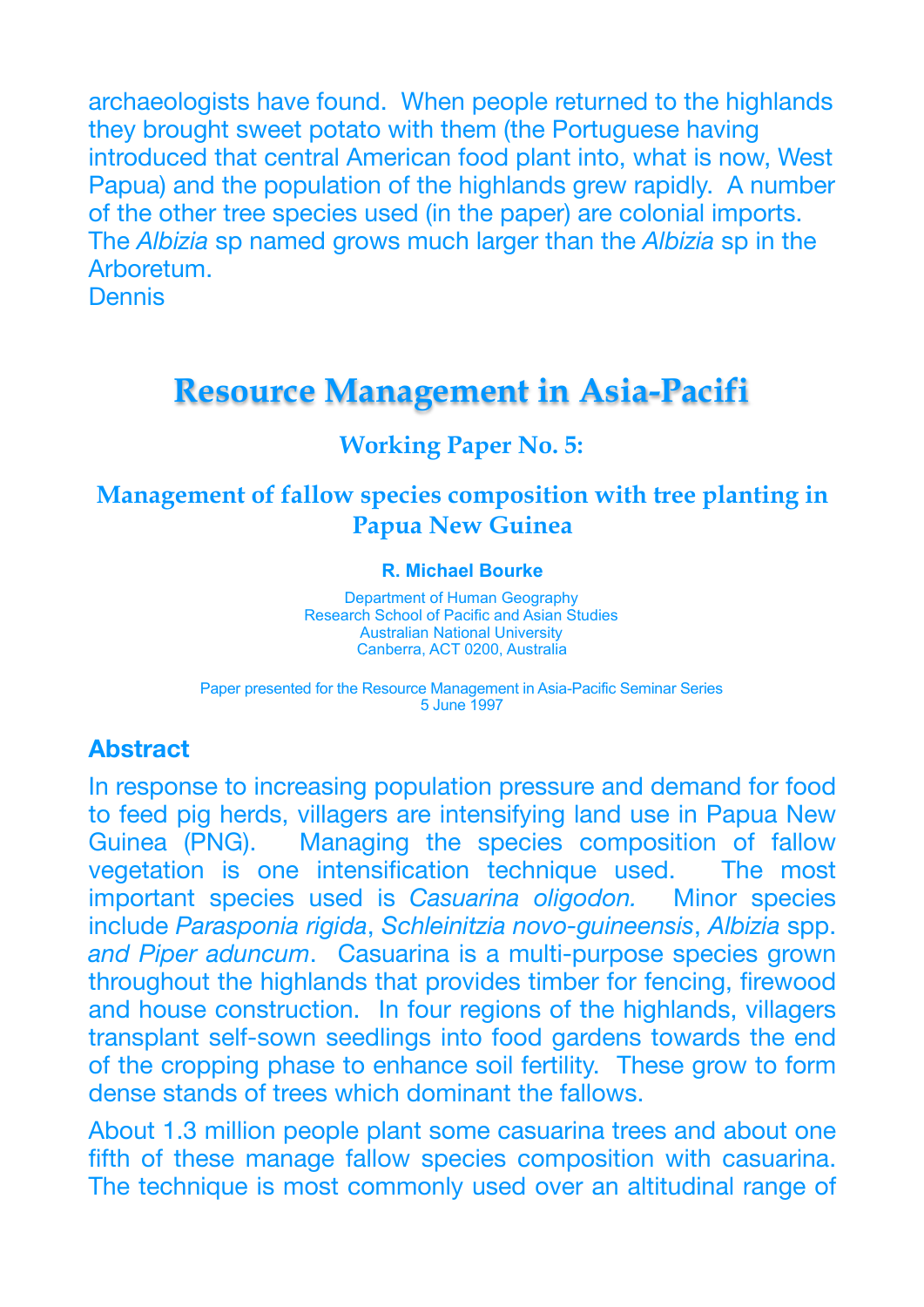archaeologists have found. When people returned to the highlands they brought sweet potato with them (the Portuguese having introduced that central American food plant into, what is now, West Papua) and the population of the highlands grew rapidly. A number of the other tree species used (in the paper) are colonial imports. The *Albizia* sp named grows much larger than the *Albizia* sp in the Arboretum.
Dennis

# Resource Management in Asia-Pacifi

### Working Paper No. 5:

### Management of fallow species composition with tree planting in Papua New Guinea

**R. Michael Bourke**

Department of Human Geography
Research School of Pacific and Asian Studies
Australian National University
Canberra, ACT 0200, Australia

Paper presented for the Resource Management in Asia-Pacific Seminar Series
5 June 1997

## Abstract

In response to increasing population pressure and demand for food to feed pig herds, villagers are intensifying land use in Papua New Guinea (PNG). Managing the species composition of fallow vegetation is one intensification technique used. The most important species used is *Casuarina oligodon.* Minor species include *Parasponia rigida*, *Schleinitzia novo-guineensis*, *Albizia* spp. *and Piper aduncum*. Casuarina is a multi-purpose species grown throughout the highlands that provides timber for fencing, firewood and house construction. In four regions of the highlands, villagers transplant self-sown seedlings into food gardens towards the end of the cropping phase to enhance soil fertility. These grow to form dense stands of trees which dominant the fallows.

About 1.3 million people plant some casuarina trees and about one fifth of these manage fallow species composition with casuarina. The technique is most commonly used over an altitudinal range of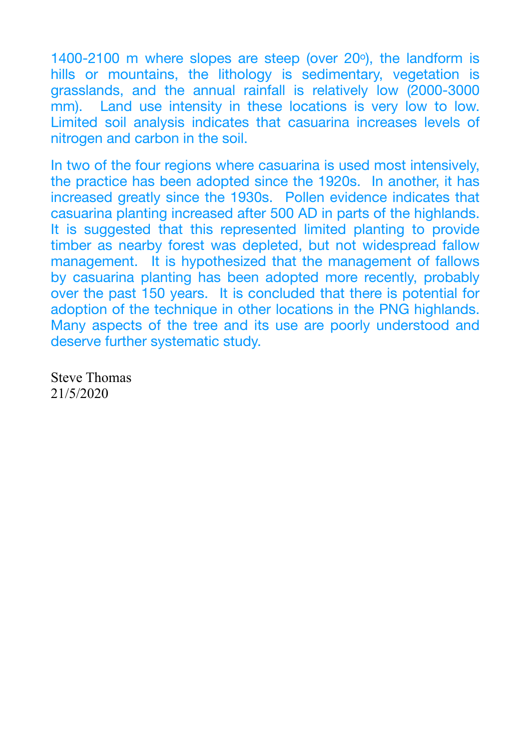1400-2100 m where slopes are steep (over 20°), the landform is hills or mountains, the lithology is sedimentary, vegetation is grasslands, and the annual rainfall is relatively low (2000-3000 mm). Land use intensity in these locations is very low to low. Limited soil analysis indicates that casuarina increases levels of nitrogen and carbon in the soil.

In two of the four regions where casuarina is used most intensively, the practice has been adopted since the 1920s. In another, it has increased greatly since the 1930s. Pollen evidence indicates that casuarina planting increased after 500 AD in parts of the highlands. It is suggested that this represented limited planting to provide timber as nearby forest was depleted, but not widespread fallow management. It is hypothesized that the management of fallows by casuarina planting has been adopted more recently, probably over the past 150 years. It is concluded that there is potential for adoption of the technique in other locations in the PNG highlands. Many aspects of the tree and its use are poorly understood and deserve further systematic study.

Steve Thomas
21/5/2020